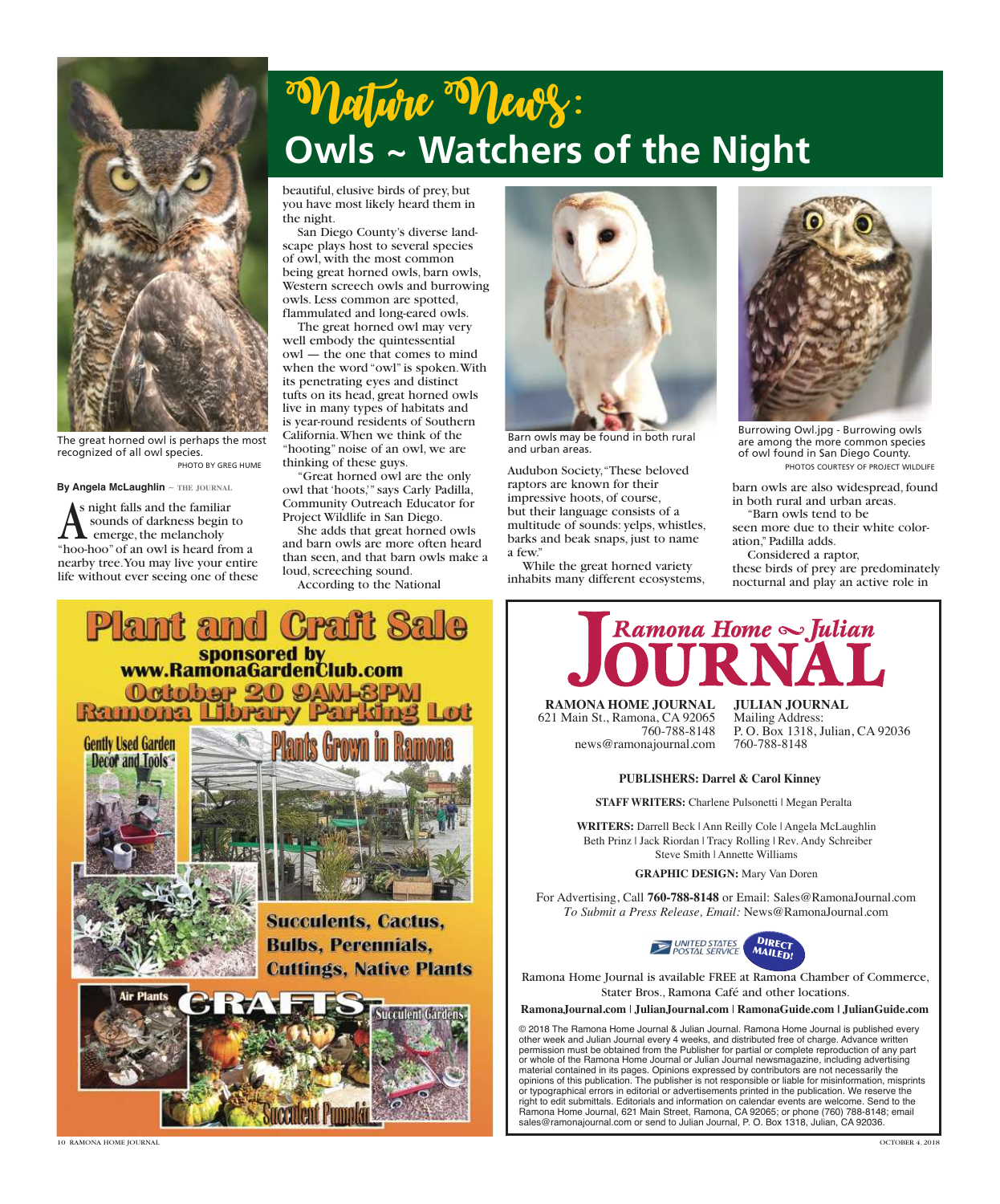# Nature News:

## Owls ~ Watchers of the Night

The great horned owl is perhaps the most recognized of all owl species.
PHOTO BY GREG HUME

**By Angela McLaughlin** ~ THE JOURNAL

As night falls and the familiar sounds of darkness begin to emerge, the melancholy "hoo-hoo" of an owl is heard from a nearby tree. You may live your entire life without ever seeing one of these beautiful, elusive birds of prey, but you have most likely heard them in the night.

San Diego County's diverse landscape plays host to several species of owl, with the most common being great horned owls, barn owls, Western screech owls and burrowing owls. Less common are spotted, flammulated and long-eared owls.

The great horned owl may very well embody the quintessential owl — the one that comes to mind when the word "owl" is spoken. With its penetrating eyes and distinct tufts on its head, great horned owls live in many types of habitats and is year-round residents of Southern California. When we think of the "hooting" noise of an owl, we are thinking of these guys.

"Great horned owl are the only owl that 'hoots,'" says Carly Padilla, Community Outreach Educator for Project Wildlife in San Diego.

She adds that great horned owls and barn owls are more often heard than seen, and that barn owls make a loud, screeching sound.

According to the National Audubon Society, "These beloved raptors are known for their impressive hoots, of course, but their language consists of a multitude of sounds: yelps, whistles, barks and beak snaps, just to name a few."

While the great horned variety inhabits many different ecosystems, barn owls are also widespread, found in both rural and urban areas.

"Barn owls tend to be seen more due to their white coloration," Padilla adds.

Considered a raptor, these birds of prey are predominately nocturnal and play an active role in

Barn owls may be found in both rural and urban areas.

Burrowing Owl.jpg - Burrowing owls are among the more common species of owl found in San Diego County.
PHOTOS COURTESY OF PROJECT WILDLIFE

---

# Plant and Craft Sale

**sponsored by www.RamonaGardenClub.com**

**October 20 9AM-3PM**
**Ramona Library Parking Lot**

Gently Used Garden Decor and Tools

Plants Grown in Ramona

**Succulents, Cactus, Bulbs, Perennials, Cuttings, Native Plants**

Air Plants

CRAFTS

Succulent Gardens

Succulent Pumpkin

---

# Ramona Home ~ Julian JOURNAL

**RAMONA HOME JOURNAL**
621 Main St., Ramona, CA 92065
760-788-8148
news@ramonajournal.com

**JULIAN JOURNAL**
Mailing Address:
P. O. Box 1318, Julian, CA 92036
760-788-8148

**PUBLISHERS: Darrel & Carol Kinney**

**STAFF WRITERS:** Charlene Pulsonetti | Megan Peralta

**WRITERS:** Darrell Beck | Ann Reilly Cole | Angela McLaughlin
Beth Prinz | Jack Riordan | Tracy Rolling | Rev. Andy Schreiber
Steve Smith | Annette Williams

**GRAPHIC DESIGN:** Mary Van Doren

For Advertising, Call **760-788-8148** or Email: Sales@RamonaJournal.com
*To Submit a Press Release, Email:* News@RamonaJournal.com

UNITED STATES POSTAL SERVICE — DIRECT MAILED!

Ramona Home Journal is available FREE at Ramona Chamber of Commerce, Stater Bros., Ramona Café and other locations.

**RamonaJournal.com | JulianJournal.com | RamonaGuide.com | JulianGuide.com**

© 2018 The Ramona Home Journal & Julian Journal. Ramona Home Journal is published every other week and Julian Journal every 4 weeks, and distributed free of charge. Advance written permission must be obtained from the Publisher for partial or complete reproduction of any part or whole of the Ramona Home Journal or Julian Journal newsmagazine, including advertising material contained in its pages. Opinions expressed by contributors are not necessarily the opinions of this publication. The publisher is not responsible or liable for misinformation, misprints or typographical errors in editorial or advertisements printed in the publication. We reserve the right to edit submittals. Editorials and information on calendar events are welcome. Send to the Ramona Home Journal, 621 Main Street, Ramona, CA 92065; or phone (760) 788-8148; email sales@ramonajournal.com or send to Julian Journal, P. O. Box 1318, Julian, CA 92036.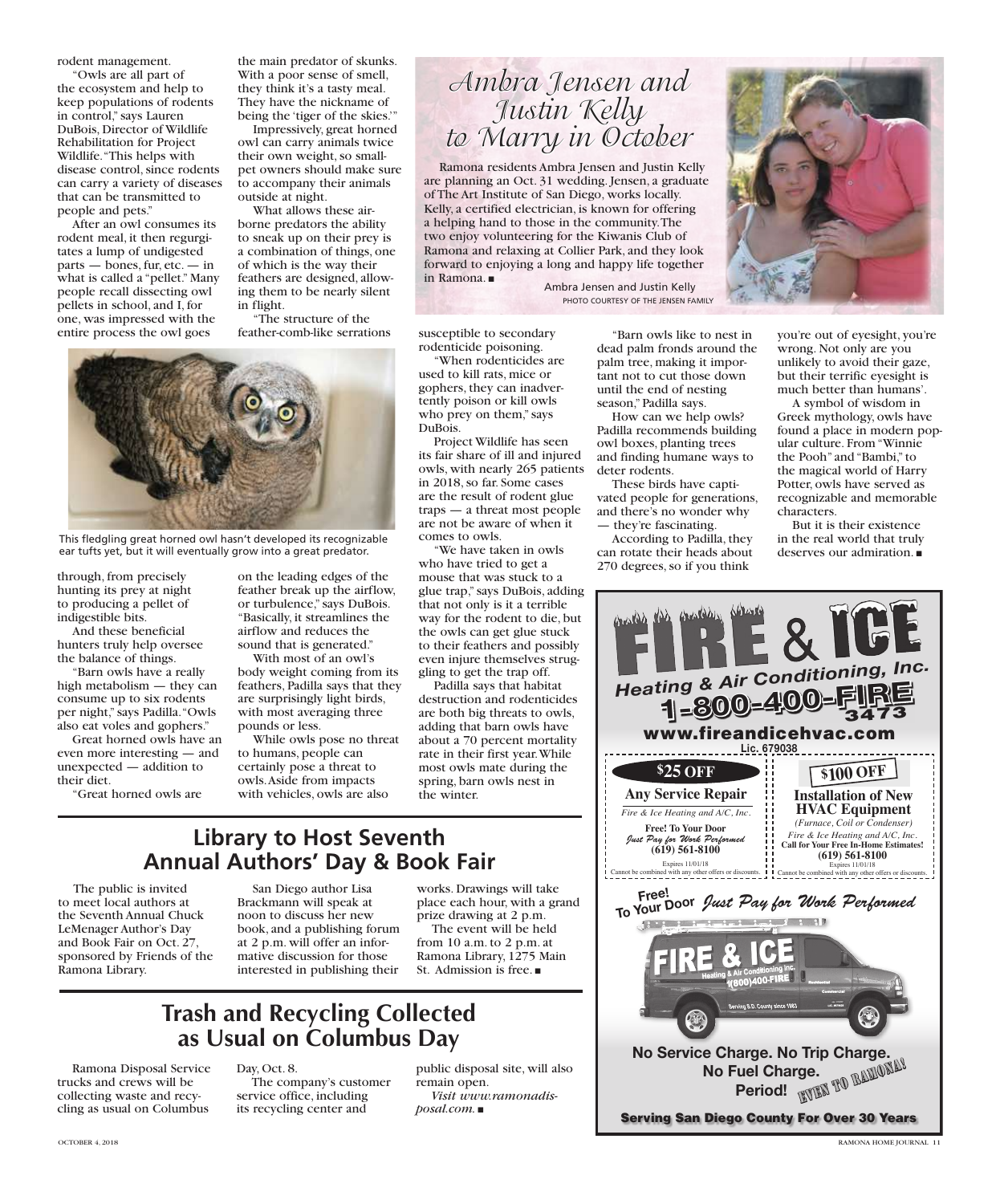rodent management.

"Owls are all part of the ecosystem and help to keep populations of rodents in control," says Lauren DuBois, Director of Wildlife Rehabilitation for Project Wildlife. "This helps with disease control, since rodents can carry a variety of diseases that can be transmitted to people and pets."

After an owl consumes its rodent meal, it then regurgitates a lump of undigested parts — bones, fur, etc. — in what is called a "pellet." Many people recall dissecting owl pellets in school, and I, for one, was impressed with the entire process the owl goes through, from precisely hunting its prey at night to producing a pellet of indigestible bits.

And these beneficial hunters truly help oversee the balance of things.

"Barn owls have a really high metabolism — they can consume up to six rodents per night," says Padilla. "Owls also eat voles and gophers."

Great horned owls have an even more interesting — and unexpected — addition to their diet.

"Great horned owls are the main predator of skunks. With a poor sense of smell, they think it's a tasty meal. They have the nickname of being the 'tiger of the skies.'"

Impressively, great horned owl can carry animals twice their own weight, so small-pet owners should make sure to accompany their animals outside at night.

What allows these airborne predators the ability to sneak up on their prey is a combination of things, one of which is the way their feathers are designed, allowing them to be nearly silent in flight.

"The structure of the feather-comb-like serrations on the leading edges of the feather break up the airflow, or turbulence," says DuBois. "Basically, it streamlines the airflow and reduces the sound that is generated."

With most of an owl's body weight coming from its feathers, Padilla says that they are surprisingly light birds, with most averaging three pounds or less.

While owls pose no threat to humans, people can certainly pose a threat to owls. Aside from impacts with vehicles, owls are also susceptible to secondary rodenticide poisoning.

"When rodenticides are used to kill rats, mice or gophers, they can inadvertently poison or kill owls who prey on them," says DuBois.

Project Wildlife has seen its fair share of ill and injured owls, with nearly 265 patients in 2018, so far. Some cases are the result of rodent glue traps — a threat most people are not be aware of when it comes to owls.

"We have taken in owls who have tried to get a mouse that was stuck to a glue trap," says DuBois, adding that not only is it a terrible way for the rodent to die, but the owls can get glue stuck to their feathers and possibly even injure themselves struggling to get the trap off.

Padilla says that habitat destruction and rodenticides are both big threats to owls, adding that barn owls have about a 70 percent mortality rate in their first year. While most owls mate during the spring, barn owls nest in the winter.

"Barn owls like to nest in dead palm fronds around the palm tree, making it important not to cut those down until the end of nesting season," Padilla says.

How can we help owls? Padilla recommends building owl boxes, planting trees and finding humane ways to deter rodents.

These birds have captivated people for generations, and there's no wonder why — they're fascinating.

According to Padilla, they can rotate their heads about 270 degrees, so if you think you're out of eyesight, you're wrong. Not only are you unlikely to avoid their gaze, but their terrific eyesight is much better than humans'.

A symbol of wisdom in Greek mythology, owls have found a place in modern popular culture. From "Winnie the Pooh" and "Bambi," to the magical world of Harry Potter, owls have served as recognizable and memorable characters.

But it is their existence in the real world that truly deserves our admiration. ■

This fledgling great horned owl hasn't developed its recognizable ear tufts yet, but it will eventually grow into a great predator.

## Ambra Jensen and Justin Kelly to Marry in October

Ramona residents Ambra Jensen and Justin Kelly are planning an Oct. 31 wedding. Jensen, a graduate of The Art Institute of San Diego, works locally. Kelly, a certified electrician, is known for offering a helping hand to those in the community. The two enjoy volunteering for the Kiwanis Club of Ramona and relaxing at Collier Park, and they look forward to enjoying a long and happy life together in Ramona. ■

Ambra Jensen and Justin Kelly
PHOTO COURTESY OF THE JENSEN FAMILY

## Library to Host Seventh Annual Authors' Day & Book Fair

The public is invited to meet local authors at the Seventh Annual Chuck LeMenager Author's Day and Book Fair on Oct. 27, sponsored by Friends of the Ramona Library.

San Diego author Lisa Brackmann will speak at noon to discuss her new book, and a publishing forum at 2 p.m. will offer an informative discussion for those interested in publishing their works. Drawings will take place each hour, with a grand prize drawing at 2 p.m.

The event will be held from 10 a.m. to 2 p.m. at Ramona Library, 1275 Main St. Admission is free. ■

## Trash and Recycling Collected as Usual on Columbus Day

Ramona Disposal Service trucks and crews will be collecting waste and recycling as usual on Columbus Day, Oct. 8.

The company's customer service office, including its recycling center and public disposal site, will also remain open.

*Visit www.ramonadisposal.com.* ■

**FIRE & ICE**
*Heating & Air Conditioning, Inc.*
**1-800-400-FIRE** 3473
**www.fireandicehvac.com**
Lic. 679038

**$25 OFF**
**Any Service Repair**
*Fire & Ice Heating and A/C, Inc.*
**Free! To Your Door**
*Just Pay for Work Performed*
**(619) 561-8100**
Expires 11/01/18
Cannot be combined with any other offers or discounts.

**$100 OFF**
**Installation of New HVAC Equipment**
*(Furnace, Coil or Condenser)*
*Fire & Ice Heating and A/C, Inc.*
**Call for Your Free In-Home Estimates!**
**(619) 561-8100**
Expires 11/01/18
Cannot be combined with any other offers or discounts.

**Free! To Your Door** *Just Pay for Work Performed*

**No Service Charge. No Trip Charge. No Fuel Charge. Period!** EVEN TO RAMONA!

**Serving San Diego County For Over 30 Years**